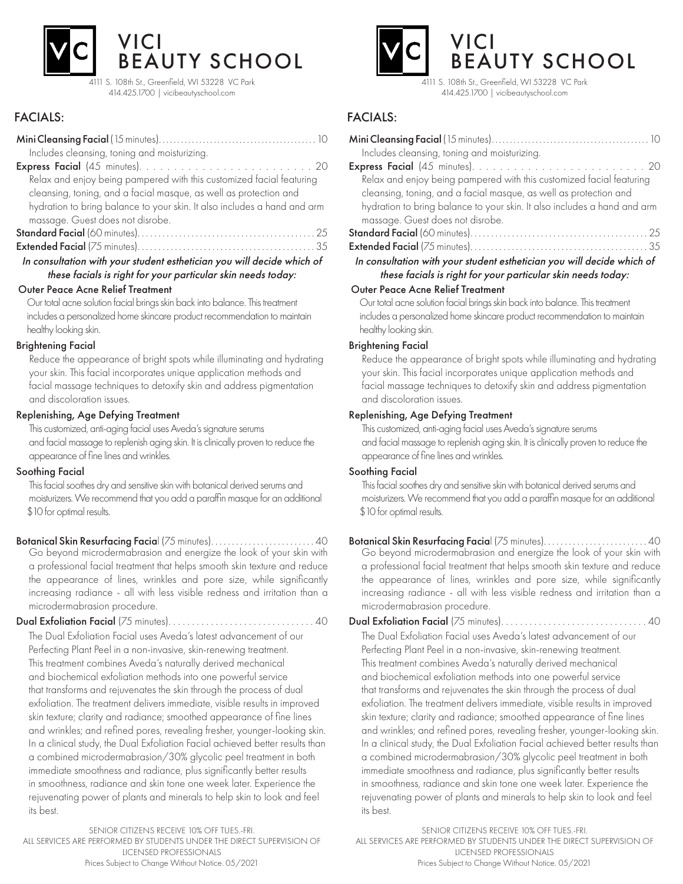# VICI BEAUTY SCHOOL

4111 S. 108th St., Greenfield, WI 53228 VC Park
414.425.1700 | vicibeautyschool.com

## FACIALS:

**Mini Cleansing Facial** (15 minutes)........................................... 10
Includes cleansing, toning and moisturizing.

**Express Facial** (45 minutes)........................... 20
Relax and enjoy being pampered with this customized facial featuring cleansing, toning, and a facial masque, as well as protection and hydration to bring balance to your skin. It also includes a hand and arm massage. Guest does not disrobe.

**Standard Facial** (60 minutes)........................................... 25

**Extended Facial** (75 minutes)........................................... 35

***In consultation with your student esthetician you will decide which of these facials is right for your particular skin needs today:***

**Outer Peace Acne Relief Treatment**
Our total acne solution facial brings skin back into balance. This treatment includes a personalized home skincare product recommendation to maintain healthy looking skin.

**Brightening Facial**
Reduce the appearance of bright spots while illuminating and hydrating your skin. This facial incorporates unique application methods and facial massage techniques to detoxify skin and address pigmentation and discoloration issues.

**Replenishing, Age Defying Treatment**
This customized, anti-aging facial uses Aveda's signature serums and facial massage to replenish aging skin. It is clinically proven to reduce the appearance of fine lines and wrinkles.

**Soothing Facial**
This facial soothes dry and sensitive skin with botanical derived serums and moisturizers. We recommend that you add a paraffin masque for an additional $10 for optimal results.

**Botanical Skin Resurfacing Facial** (75 minutes)......................... 40
Go beyond microdermabrasion and energize the look of your skin with a professional facial treatment that helps smooth skin texture and reduce the appearance of lines, wrinkles and pore size, while significantly increasing radiance - all with less visible redness and irritation than a microdermabrasion procedure.

**Dual Exfoliation Facial** (75 minutes)............................... 40
The Dual Exfoliation Facial uses Aveda's latest advancement of our Perfecting Plant Peel in a non-invasive, skin-renewing treatment. This treatment combines Aveda's naturally derived mechanical and biochemical exfoliation methods into one powerful service that transforms and rejuvenates the skin through the process of dual exfoliation. The treatment delivers immediate, visible results in improved skin texture; clarity and radiance; smoothed appearance of fine lines and wrinkles; and refined pores, revealing fresher, younger-looking skin. In a clinical study, the Dual Exfoliation Facial achieved better results than a combined microdermabrasion/30% glycolic peel treatment in both immediate smoothness and radiance, plus significantly better results in smoothness, radiance and skin tone one week later. Experience the rejuvenating power of plants and minerals to help skin to look and feel its best.

SENIOR CITIZENS RECEIVE 10% OFF TUES.-FRI.
ALL SERVICES ARE PERFORMED BY STUDENTS UNDER THE DIRECT SUPERVISION OF LICENSED PROFESSIONALS
Prices Subject to Change Without Notice. 05/2021

# VICI BEAUTY SCHOOL

4111 S. 108th St., Greenfield, WI 53228 VC Park
414.425.1700 | vicibeautyschool.com

## FACIALS:

**Mini Cleansing Facial** (15 minutes)........................................... 10
Includes cleansing, toning and moisturizing.

**Express Facial** (45 minutes)........................... 20
Relax and enjoy being pampered with this customized facial featuring cleansing, toning, and a facial masque, as well as protection and hydration to bring balance to your skin. It also includes a hand and arm massage. Guest does not disrobe.

**Standard Facial** (60 minutes)........................................... 25

**Extended Facial** (75 minutes)........................................... 35

***In consultation with your student esthetician you will decide which of these facials is right for your particular skin needs today:***

**Outer Peace Acne Relief Treatment**
Our total acne solution facial brings skin back into balance. This treatment includes a personalized home skincare product recommendation to maintain healthy looking skin.

**Brightening Facial**
Reduce the appearance of bright spots while illuminating and hydrating your skin. This facial incorporates unique application methods and facial massage techniques to detoxify skin and address pigmentation and discoloration issues.

**Replenishing, Age Defying Treatment**
This customized, anti-aging facial uses Aveda's signature serums and facial massage to replenish aging skin. It is clinically proven to reduce the appearance of fine lines and wrinkles.

**Soothing Facial**
This facial soothes dry and sensitive skin with botanical derived serums and moisturizers. We recommend that you add a paraffin masque for an additional $10 for optimal results.

**Botanical Skin Resurfacing Facial** (75 minutes)......................... 40
Go beyond microdermabrasion and energize the look of your skin with a professional facial treatment that helps smooth skin texture and reduce the appearance of lines, wrinkles and pore size, while significantly increasing radiance - all with less visible redness and irritation than a microdermabrasion procedure.

**Dual Exfoliation Facial** (75 minutes)............................... 40
The Dual Exfoliation Facial uses Aveda's latest advancement of our Perfecting Plant Peel in a non-invasive, skin-renewing treatment. This treatment combines Aveda's naturally derived mechanical and biochemical exfoliation methods into one powerful service that transforms and rejuvenates the skin through the process of dual exfoliation. The treatment delivers immediate, visible results in improved skin texture; clarity and radiance; smoothed appearance of fine lines and wrinkles; and refined pores, revealing fresher, younger-looking skin. In a clinical study, the Dual Exfoliation Facial achieved better results than a combined microdermabrasion/30% glycolic peel treatment in both immediate smoothness and radiance, plus significantly better results in smoothness, radiance and skin tone one week later. Experience the rejuvenating power of plants and minerals to help skin to look and feel its best.

SENIOR CITIZENS RECEIVE 10% OFF TUES.-FRI.
ALL SERVICES ARE PERFORMED BY STUDENTS UNDER THE DIRECT SUPERVISION OF LICENSED PROFESSIONALS
Prices Subject to Change Without Notice. 05/2021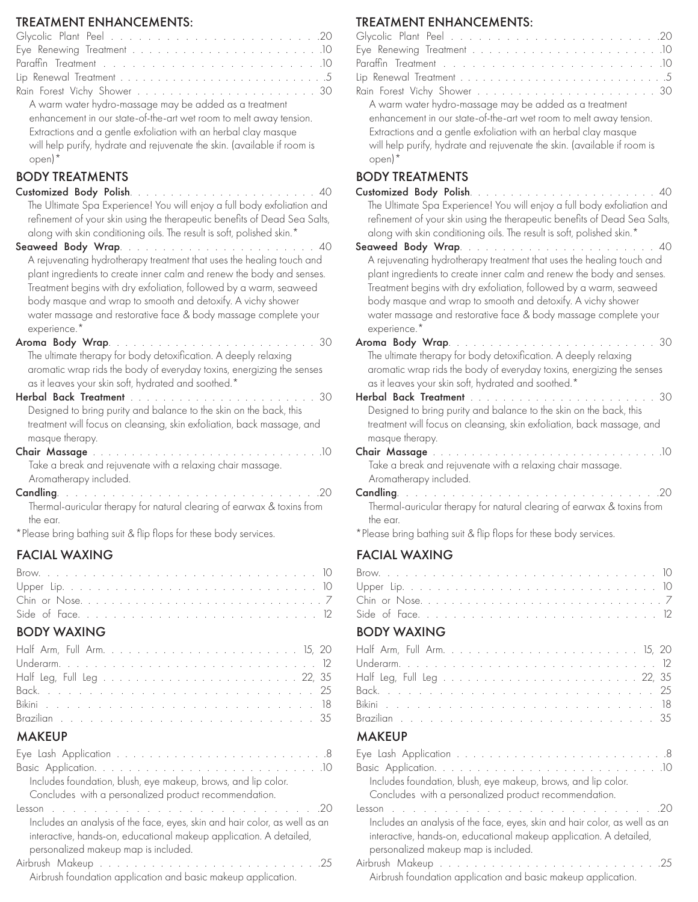## TREATMENT ENHANCEMENTS:

Glycolic Plant Peel . . . . . . . . . . 20
Eye Renewing Treatment . . . . . . . . . . 10
Paraffin Treatment . . . . . . . . . . 10
Lip Renewal Treatment . . . . . . . . . . 5
Rain Forest Vichy Shower . . . . . . . . . . 30
A warm water hydro-massage may be added as a treatment enhancement in our state-of-the-art wet room to melt away tension. Extractions and a gentle exfoliation with an herbal clay masque will help purify, hydrate and rejuvenate the skin. (available if room is open)*

## BODY TREATMENTS

**Customized Body Polish** . . . . . . . . . . 40
The Ultimate Spa Experience! You will enjoy a full body exfoliation and refinement of your skin using the therapeutic benefits of Dead Sea Salts, along with skin conditioning oils. The result is soft, polished skin.*

**Seaweed Body Wrap** . . . . . . . . . . 40
A rejuvenating hydrotherapy treatment that uses the healing touch and plant ingredients to create inner calm and renew the body and senses. Treatment begins with dry exfoliation, followed by a warm, seaweed body masque and wrap to smooth and detoxify. A vichy shower water massage and restorative face & body massage complete your experience.*

**Aroma Body Wrap** . . . . . . . . . . 30
The ultimate therapy for body detoxification. A deeply relaxing aromatic wrap rids the body of everyday toxins, energizing the senses as it leaves your skin soft, hydrated and soothed.*

**Herbal Back Treatment** . . . . . . . . . . 30
Designed to bring purity and balance to the skin on the back, this treatment will focus on cleansing, skin exfoliation, back massage, and masque therapy.

**Chair Massage** . . . . . . . . . . 10
Take a break and rejuvenate with a relaxing chair massage. Aromatherapy included.

**Candling** . . . . . . . . . . 20
Thermal-auricular therapy for natural clearing of earwax & toxins from the ear.

*Please bring bathing suit & flip flops for these body services.

## FACIAL WAXING

Brow. . . . . . . . . . . 10
Upper Lip. . . . . . . . . . . 10
Chin or Nose. . . . . . . . . . . 7
Side of Face. . . . . . . . . . . 12

## BODY WAXING

Half Arm, Full Arm. . . . . . . . . . . 15, 20
Underarm. . . . . . . . . . . 12
Half Leg, Full Leg . . . . . . . . . . 22, 35
Back. . . . . . . . . . . 25
Bikini . . . . . . . . . . 18
Brazilian . . . . . . . . . . 35

## MAKEUP

Eye Lash Application . . . . . . . . . . 8
Basic Application. . . . . . . . . . . 10
Includes foundation, blush, eye makeup, brows, and lip color. Concludes with a personalized product recommendation.

Lesson . . . . . . . . . . 20
Includes an analysis of the face, eyes, skin and hair color, as well as an interactive, hands-on, educational makeup application. A detailed, personalized makeup map is included.

Airbrush Makeup . . . . . . . . . . 25
Airbrush foundation application and basic makeup application.

## TREATMENT ENHANCEMENTS:

Glycolic Plant Peel . . . . . . . . . . 20
Eye Renewing Treatment . . . . . . . . . . 10
Paraffin Treatment . . . . . . . . . . 10
Lip Renewal Treatment . . . . . . . . . . 5
Rain Forest Vichy Shower . . . . . . . . . . 30
A warm water hydro-massage may be added as a treatment enhancement in our state-of-the-art wet room to melt away tension. Extractions and a gentle exfoliation with an herbal clay masque will help purify, hydrate and rejuvenate the skin. (available if room is open)*

## BODY TREATMENTS

**Customized Body Polish** . . . . . . . . . . 40
The Ultimate Spa Experience! You will enjoy a full body exfoliation and refinement of your skin using the therapeutic benefits of Dead Sea Salts, along with skin conditioning oils. The result is soft, polished skin.*

**Seaweed Body Wrap** . . . . . . . . . . 40
A rejuvenating hydrotherapy treatment that uses the healing touch and plant ingredients to create inner calm and renew the body and senses. Treatment begins with dry exfoliation, followed by a warm, seaweed body masque and wrap to smooth and detoxify. A vichy shower water massage and restorative face & body massage complete your experience.*

**Aroma Body Wrap** . . . . . . . . . . 30
The ultimate therapy for body detoxification. A deeply relaxing aromatic wrap rids the body of everyday toxins, energizing the senses as it leaves your skin soft, hydrated and soothed.*

**Herbal Back Treatment** . . . . . . . . . . 30
Designed to bring purity and balance to the skin on the back, this treatment will focus on cleansing, skin exfoliation, back massage, and masque therapy.

**Chair Massage** . . . . . . . . . . 10
Take a break and rejuvenate with a relaxing chair massage. Aromatherapy included.

**Candling** . . . . . . . . . . 20
Thermal-auricular therapy for natural clearing of earwax & toxins from the ear.

*Please bring bathing suit & flip flops for these body services.

## FACIAL WAXING

Brow. . . . . . . . . . . 10
Upper Lip. . . . . . . . . . . 10
Chin or Nose. . . . . . . . . . . 7
Side of Face. . . . . . . . . . . 12

## BODY WAXING

Half Arm, Full Arm. . . . . . . . . . . 15, 20
Underarm. . . . . . . . . . . 12
Half Leg, Full Leg . . . . . . . . . . 22, 35
Back. . . . . . . . . . . 25
Bikini . . . . . . . . . . 18
Brazilian . . . . . . . . . . 35

## MAKEUP

Eye Lash Application . . . . . . . . . . 8
Basic Application. . . . . . . . . . . 10
Includes foundation, blush, eye makeup, brows, and lip color. Concludes with a personalized product recommendation.

Lesson . . . . . . . . . . 20
Includes an analysis of the face, eyes, skin and hair color, as well as an interactive, hands-on, educational makeup application. A detailed, personalized makeup map is included.

Airbrush Makeup . . . . . . . . . . 25
Airbrush foundation application and basic makeup application.